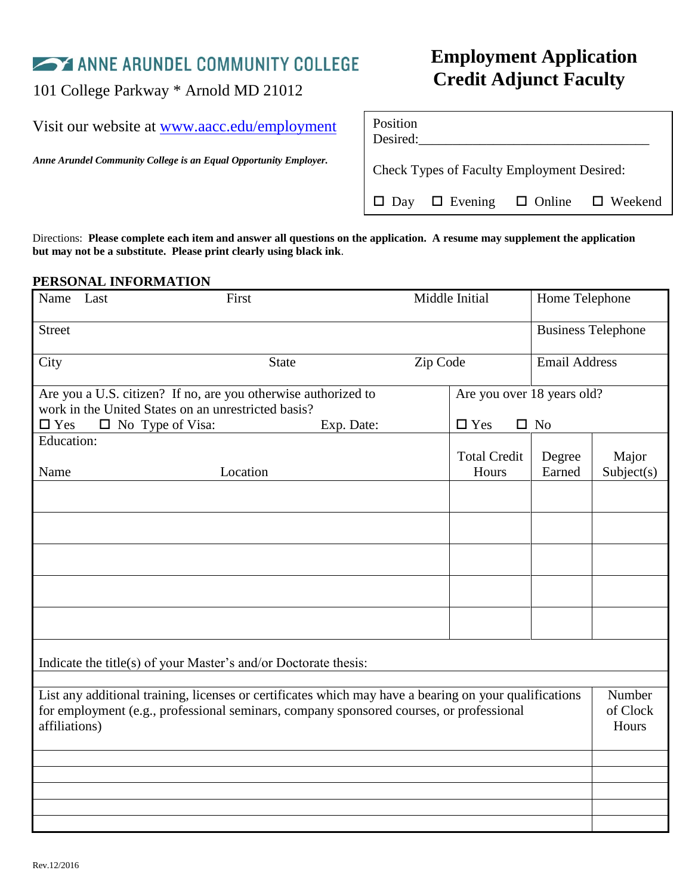# ANNE ARUNDEL COMMUNITY COLLEGE

101 College Parkway * Arnold MD 21012

Visit our website at www.aacc.edu/employment

***Anne Arundel Community College is an Equal Opportunity Employer.***

# Employment Application
# Credit Adjunct Faculty

Position Desired:___________________________________

Check Types of Faculty Employment Desired:

☐ Day ☐ Evening ☐ Online ☐ Weekend

Directions: **Please complete each item and answer all questions on the application. A resume may supplement the application but may not be a substitute. Please print clearly using black ink**.

## PERSONAL INFORMATION

| Name Last | First | Middle Initial | Home Telephone |
|---|---|---|---|
| Street | | | Business Telephone |
| City | State | Zip Code | Email Address |

| Are you a U.S. citizen? If no, are you otherwise authorized to work in the United States on an unrestricted basis? | Are you over 18 years old? |
|---|---|
| ☐ Yes ☐ No Type of Visa: Exp. Date: | ☐ Yes ☐ No |

Education:

| Name | Location | Total Credit Hours | Degree Earned | Major Subject(s) |
|---|---|---|---|---|
| | | | | |
| | | | | |
| | | | | |
| | | | | |
| | | | | |

Indicate the title(s) of your Master's and/or Doctorate thesis:

| List any additional training, licenses or certificates which may have a bearing on your qualifications for employment (e.g., professional seminars, company sponsored courses, or professional affiliations) | Number of Clock Hours |
|---|---|
| | |
| | |
| | |
| | |
| | |

Rev.12/2016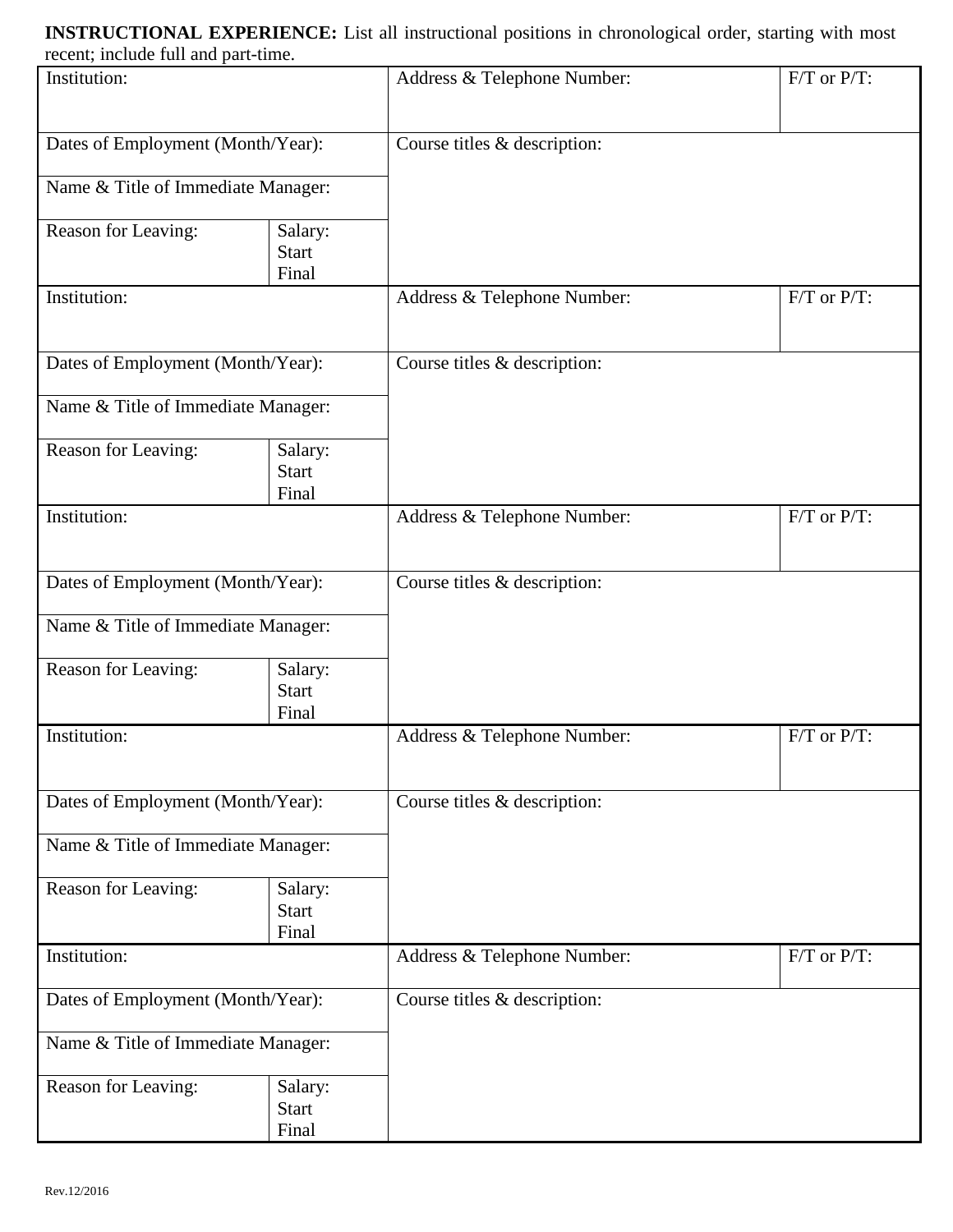**INSTRUCTIONAL EXPERIENCE:** List all instructional positions in chronological order, starting with most recent; include full and part-time.

| Institution: | | Address & Telephone Number: | F/T or P/T: |
|---|---|---|---|
| Dates of Employment (Month/Year): | | Course titles & description: | |
| Name & Title of Immediate Manager: | | | |
| Reason for Leaving: | Salary: Start Final | | |
| Institution: | | Address & Telephone Number: | F/T or P/T: |
| Dates of Employment (Month/Year): | | Course titles & description: | |
| Name & Title of Immediate Manager: | | | |
| Reason for Leaving: | Salary: Start Final | | |
| Institution: | | Address & Telephone Number: | F/T or P/T: |
| Dates of Employment (Month/Year): | | Course titles & description: | |
| Name & Title of Immediate Manager: | | | |
| Reason for Leaving: | Salary: Start Final | | |
| Institution: | | Address & Telephone Number: | F/T or P/T: |
| Dates of Employment (Month/Year): | | Course titles & description: | |
| Name & Title of Immediate Manager: | | | |
| Reason for Leaving: | Salary: Start Final | | |
| Institution: | | Address & Telephone Number: | F/T or P/T: |
| Dates of Employment (Month/Year): | | Course titles & description: | |
| Name & Title of Immediate Manager: | | | |
| Reason for Leaving: | Salary: Start Final | | |

Rev.12/2016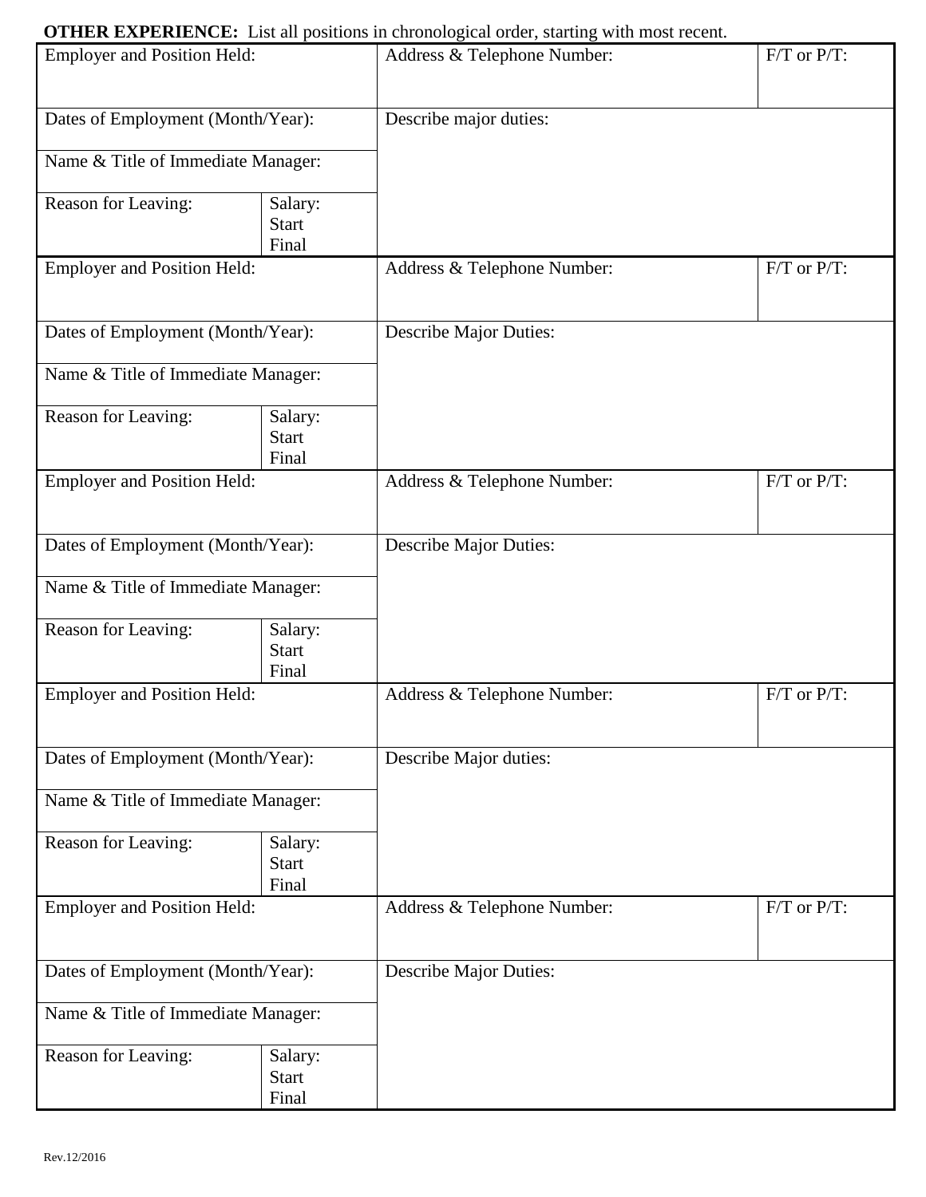**OTHER EXPERIENCE:** List all positions in chronological order, starting with most recent.

| Employer and Position Held: | | Address & Telephone Number: | F/T or P/T: |
|---|---|---|---|
| Dates of Employment (Month/Year): | | Describe major duties: | |
| Name & Title of Immediate Manager: | | | |
| Reason for Leaving: | Salary:<br>Start<br>Final | | |
| Employer and Position Held: | | Address & Telephone Number: | F/T or P/T: |
| Dates of Employment (Month/Year): | | Describe Major Duties: | |
| Name & Title of Immediate Manager: | | | |
| Reason for Leaving: | Salary:<br>Start<br>Final | | |
| Employer and Position Held: | | Address & Telephone Number: | F/T or P/T: |
| Dates of Employment (Month/Year): | | Describe Major Duties: | |
| Name & Title of Immediate Manager: | | | |
| Reason for Leaving: | Salary:<br>Start<br>Final | | |
| Employer and Position Held: | | Address & Telephone Number: | F/T or P/T: |
| Dates of Employment (Month/Year): | | Describe Major duties: | |
| Name & Title of Immediate Manager: | | | |
| Reason for Leaving: | Salary:<br>Start<br>Final | | |
| Employer and Position Held: | | Address & Telephone Number: | F/T or P/T: |
| Dates of Employment (Month/Year): | | Describe Major Duties: | |
| Name & Title of Immediate Manager: | | | |
| Reason for Leaving: | Salary:<br>Start<br>Final | | |

Rev.12/2016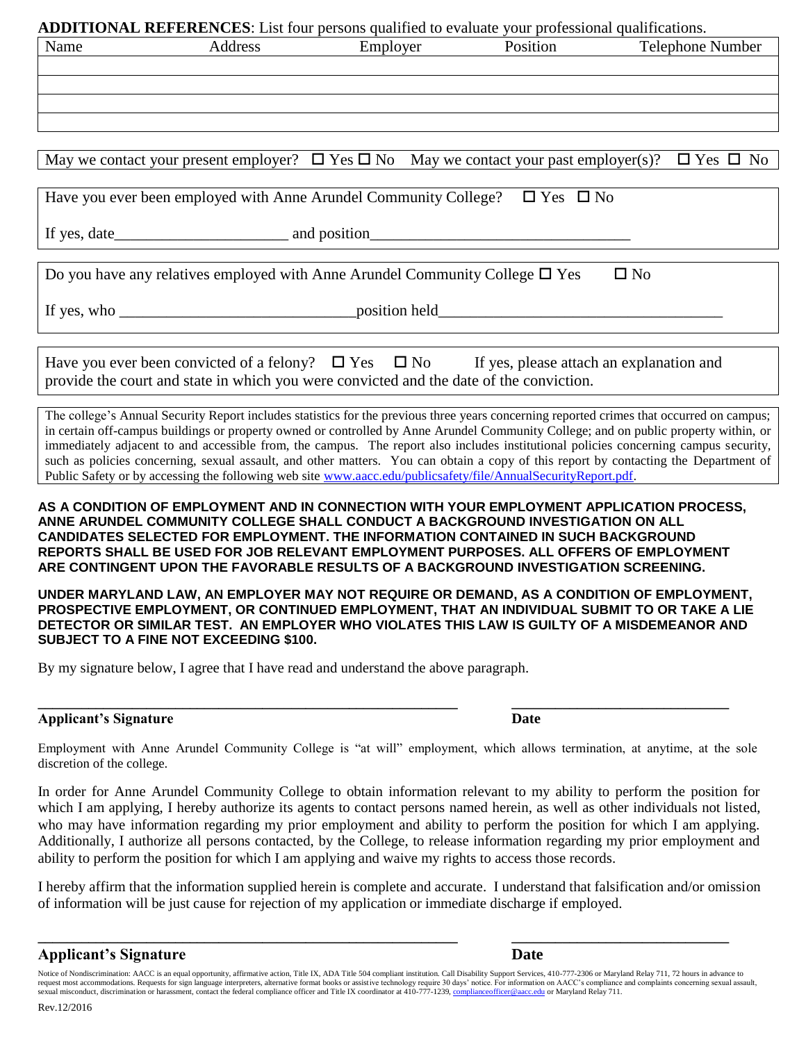**ADDITIONAL REFERENCES**: List four persons qualified to evaluate your professional qualifications.

| Name | Address | Employer | Position | Telephone Number |
|---|---|---|---|---|
| | | | | |
| | | | | |
| | | | | |
| | | | | |

May we contact your present employer? ☐ Yes ☐ No May we contact your past employer(s)? ☐ Yes ☐ No

Have you ever been employed with Anne Arundel Community College? ☐ Yes ☐ No

If yes, date_____________________ and position________________________________

Do you have any relatives employed with Anne Arundel Community College ☐ Yes ☐ No

If yes, who ____________________________position held__________________________________

Have you ever been convicted of a felony? ☐ Yes ☐ No If yes, please attach an explanation and provide the court and state in which you were convicted and the date of the conviction.

The college's Annual Security Report includes statistics for the previous three years concerning reported crimes that occurred on campus; in certain off-campus buildings or property owned or controlled by Anne Arundel Community College; and on public property within, or immediately adjacent to and accessible from, the campus. The report also includes institutional policies concerning campus security, such as policies concerning, sexual assault, and other matters. You can obtain a copy of this report by contacting the Department of Public Safety or by accessing the following web site www.aacc.edu/publicsafety/file/AnnualSecurityReport.pdf.

**AS A CONDITION OF EMPLOYMENT AND IN CONNECTION WITH YOUR EMPLOYMENT APPLICATION PROCESS, ANNE ARUNDEL COMMUNITY COLLEGE SHALL CONDUCT A BACKGROUND INVESTIGATION ON ALL CANDIDATES SELECTED FOR EMPLOYMENT. THE INFORMATION CONTAINED IN SUCH BACKGROUND REPORTS SHALL BE USED FOR JOB RELEVANT EMPLOYMENT PURPOSES. ALL OFFERS OF EMPLOYMENT ARE CONTINGENT UPON THE FAVORABLE RESULTS OF A BACKGROUND INVESTIGATION SCREENING.**

**UNDER MARYLAND LAW, AN EMPLOYER MAY NOT REQUIRE OR DEMAND, AS A CONDITION OF EMPLOYMENT, PROSPECTIVE EMPLOYMENT, OR CONTINUED EMPLOYMENT, THAT AN INDIVIDUAL SUBMIT TO OR TAKE A LIE DETECTOR OR SIMILAR TEST. AN EMPLOYER WHO VIOLATES THIS LAW IS GUILTY OF A MISDEMEANOR AND SUBJECT TO A FINE NOT EXCEEDING $100.**

By my signature below, I agree that I have read and understand the above paragraph.

_______________________________________________________ ___________________________

**Applicant's Signature** **Date**

Employment with Anne Arundel Community College is "at will" employment, which allows termination, at anytime, at the sole discretion of the college.

In order for Anne Arundel Community College to obtain information relevant to my ability to perform the position for which I am applying, I hereby authorize its agents to contact persons named herein, as well as other individuals not listed, who may have information regarding my prior employment and ability to perform the position for which I am applying. Additionally, I authorize all persons contacted, by the College, to release information regarding my prior employment and ability to perform the position for which I am applying and waive my rights to access those records.

I hereby affirm that the information supplied herein is complete and accurate. I understand that falsification and/or omission of information will be just cause for rejection of my application or immediate discharge if employed.

_______________________________________________________ ___________________________

**Applicant's Signature** **Date**

Notice of Nondiscrimination: AACC is an equal opportunity, affirmative action, Title IX, ADA Title 504 compliant institution. Call Disability Support Services, 410-777-2306 or Maryland Relay 711, 72 hours in advance to request most accommodations. Requests for sign language interpreters, alternative format books or assistive technology require 30 days' notice. For information on AACC's compliance and complaints concerning sexual assault, sexual misconduct, discrimination or harassment, contact the federal compliance officer and Title IX coordinator at 410-777-1239, complianceofficer@aacc.edu or Maryland Relay 711.

Rev.12/2016